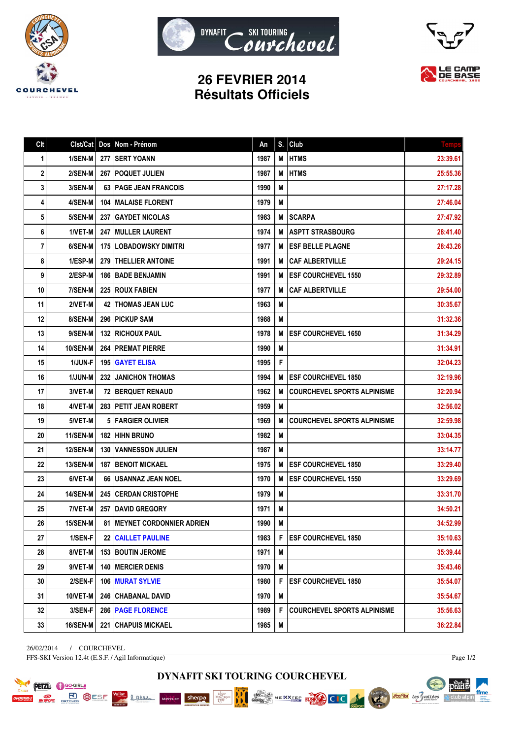# 26 FEVRIER 2014
## Résultats Officiels

| Clt | Clst/Cat | Dos | Nom - Prénom | An | S. | Club | Temps |
|---|---|---|---|---|---|---|---|
| 1 | 1/SEN-M | 277 | SERT YOANN | 1987 | M | HTMS | 23:39.61 |
| 2 | 2/SEN-M | 267 | POQUET JULIEN | 1987 | M | HTMS | 25:55.36 |
| 3 | 3/SEN-M | 63 | PAGE JEAN FRANCOIS | 1990 | M | | 27:17.28 |
| 4 | 4/SEN-M | 104 | MALAISE FLORENT | 1979 | M | | 27:46.04 |
| 5 | 5/SEN-M | 237 | GAYDET NICOLAS | 1983 | M | SCARPA | 27:47.92 |
| 6 | 1/VET-M | 247 | MULLER LAURENT | 1974 | M | ASPTT STRASBOURG | 28:41.40 |
| 7 | 6/SEN-M | 175 | LOBADOWSKY DIMITRI | 1977 | M | ESF BELLE PLAGNE | 28:43.26 |
| 8 | 1/ESP-M | 279 | THELLIER ANTOINE | 1991 | M | CAF ALBERTVILLE | 29:24.15 |
| 9 | 2/ESP-M | 186 | BADE BENJAMIN | 1991 | M | ESF COURCHEVEL 1550 | 29:32.89 |
| 10 | 7/SEN-M | 225 | ROUX FABIEN | 1977 | M | CAF ALBERTVILLE | 29:54.00 |
| 11 | 2/VET-M | 42 | THOMAS JEAN LUC | 1963 | M | | 30:35.67 |
| 12 | 8/SEN-M | 296 | PICKUP SAM | 1988 | M | | 31:32.36 |
| 13 | 9/SEN-M | 132 | RICHOUX PAUL | 1978 | M | ESF COURCHEVEL 1650 | 31:34.29 |
| 14 | 10/SEN-M | 264 | PREMAT PIERRE | 1990 | M | | 31:34.91 |
| 15 | 1/JUN-F | 195 | GAYET ELISA | 1995 | F | | 32:04.23 |
| 16 | 1/JUN-M | 232 | JANICHON THOMAS | 1994 | M | ESF COURCHEVEL 1850 | 32:19.96 |
| 17 | 3/VET-M | 72 | BERQUET RENAUD | 1962 | M | COURCHEVEL SPORTS ALPINISME | 32:20.94 |
| 18 | 4/VET-M | 283 | PETIT JEAN ROBERT | 1959 | M | | 32:56.02 |
| 19 | 5/VET-M | 5 | FARGIER OLIVIER | 1969 | M | COURCHEVEL SPORTS ALPINISME | 32:59.98 |
| 20 | 11/SEN-M | 182 | HIHN BRUNO | 1982 | M | | 33:04.35 |
| 21 | 12/SEN-M | 130 | VANNESSON JULIEN | 1987 | M | | 33:14.77 |
| 22 | 13/SEN-M | 187 | BENOIT MICKAEL | 1975 | M | ESF COURCHEVEL 1850 | 33:29.40 |
| 23 | 6/VET-M | 66 | USANNAZ JEAN NOEL | 1970 | M | ESF COURCHEVEL 1550 | 33:29.69 |
| 24 | 14/SEN-M | 245 | CERDAN CRISTOPHE | 1979 | M | | 33:31.70 |
| 25 | 7/VET-M | 257 | DAVID GREGORY | 1971 | M | | 34:50.21 |
| 26 | 15/SEN-M | 81 | MEYNET CORDONNIER ADRIEN | 1990 | M | | 34:52.99 |
| 27 | 1/SEN-F | 22 | CAILLET PAULINE | 1983 | F | ESF COURCHEVEL 1850 | 35:10.63 |
| 28 | 8/VET-M | 153 | BOUTIN JEROME | 1971 | M | | 35:39.44 |
| 29 | 9/VET-M | 140 | MERCIER DENIS | 1970 | M | | 35:43.46 |
| 30 | 2/SEN-F | 106 | MURAT SYLVIE | 1980 | F | ESF COURCHEVEL 1850 | 35:54.07 |
| 31 | 10/VET-M | 246 | CHABANAL DAVID | 1970 | M | | 35:54.67 |
| 32 | 3/SEN-F | 286 | PAGE FLORENCE | 1989 | F | COURCHEVEL SPORTS ALPINISME | 35:56.63 |
| 33 | 16/SEN-M | 221 | CHAPUIS MICKAEL | 1985 | M | | 36:22.84 |

26/02/2014 / COURCHEVEL

FFS-SKI Version 12.4t (E.S.F. / Agil Informatique)

DYNAFIT SKI TOURING COURCHEVEL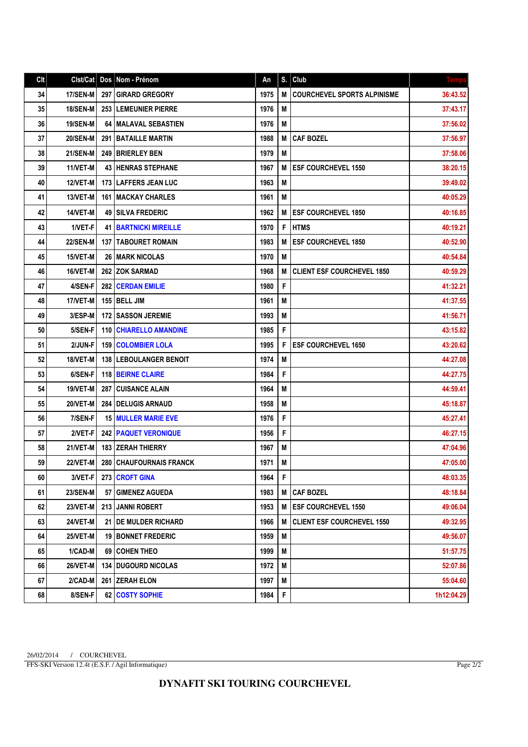| Clt | Clst/Cat | Dos | Nom - Prénom | An | S. | Club | Temps |
|---|---|---|---|---|---|---|---|
| 34 | 17/SEN-M | 297 | GIRARD GREGORY | 1975 | M | COURCHEVEL SPORTS ALPINISME | 36:43.52 |
| 35 | 18/SEN-M | 253 | LEMEUNIER PIERRE | 1976 | M | | 37:43.17 |
| 36 | 19/SEN-M | 64 | MALAVAL SEBASTIEN | 1976 | M | | 37:56.02 |
| 37 | 20/SEN-M | 291 | BATAILLE MARTIN | 1988 | M | CAF BOZEL | 37:56.97 |
| 38 | 21/SEN-M | 249 | BRIERLEY BEN | 1979 | M | | 37:58.06 |
| 39 | 11/VET-M | 43 | HENRAS STEPHANE | 1967 | M | ESF COURCHEVEL 1550 | 38:20.15 |
| 40 | 12/VET-M | 173 | LAFFERS JEAN LUC | 1963 | M | | 39:49.02 |
| 41 | 13/VET-M | 161 | MACKAY CHARLES | 1961 | M | | 40:05.29 |
| 42 | 14/VET-M | 49 | SILVA FREDERIC | 1962 | M | ESF COURCHEVEL 1850 | 40:16.85 |
| 43 | 1/VET-F | 41 | BARTNICKI MIREILLE | 1970 | F | HTMS | 40:19.21 |
| 44 | 22/SEN-M | 137 | TABOURET ROMAIN | 1983 | M | ESF COURCHEVEL 1850 | 40:52.90 |
| 45 | 15/VET-M | 26 | MARK NICOLAS | 1970 | M | | 40:54.84 |
| 46 | 16/VET-M | 262 | ZOK SARMAD | 1968 | M | CLIENT ESF COURCHEVEL 1850 | 40:59.29 |
| 47 | 4/SEN-F | 282 | CERDAN EMILIE | 1980 | F | | 41:32.21 |
| 48 | 17/VET-M | 155 | BELL JIM | 1961 | M | | 41:37.55 |
| 49 | 3/ESP-M | 172 | SASSON JEREMIE | 1993 | M | | 41:56.71 |
| 50 | 5/SEN-F | 110 | CHIARELLO AMANDINE | 1985 | F | | 43:15.82 |
| 51 | 2/JUN-F | 159 | COLOMBIER LOLA | 1995 | F | ESF COURCHEVEL 1650 | 43:20.62 |
| 52 | 18/VET-M | 138 | LEBOULANGER BENOIT | 1974 | M | | 44:27.08 |
| 53 | 6/SEN-F | 118 | BEIRNE CLAIRE | 1984 | F | | 44:27.75 |
| 54 | 19/VET-M | 287 | CUISANCE ALAIN | 1964 | M | | 44:59.41 |
| 55 | 20/VET-M | 284 | DELUGIS ARNAUD | 1958 | M | | 45:18.87 |
| 56 | 7/SEN-F | 15 | MULLER MARIE EVE | 1976 | F | | 45:27.41 |
| 57 | 2/VET-F | 242 | PAQUET VERONIQUE | 1956 | F | | 46:27.15 |
| 58 | 21/VET-M | 183 | ZERAH THIERRY | 1967 | M | | 47:04.96 |
| 59 | 22/VET-M | 280 | CHAUFOURNAIS FRANCK | 1971 | M | | 47:05.00 |
| 60 | 3/VET-F | 273 | CROFT GINA | 1964 | F | | 48:03.35 |
| 61 | 23/SEN-M | 57 | GIMENEZ AGUEDA | 1983 | M | CAF BOZEL | 48:18.84 |
| 62 | 23/VET-M | 213 | JANNI ROBERT | 1953 | M | ESF COURCHEVEL 1550 | 49:06.04 |
| 63 | 24/VET-M | 21 | DE MULDER RICHARD | 1966 | M | CLIENT ESF COURCHEVEL 1550 | 49:32.95 |
| 64 | 25/VET-M | 19 | BONNET FREDERIC | 1959 | M | | 49:56.07 |
| 65 | 1/CAD-M | 69 | COHEN THEO | 1999 | M | | 51:57.75 |
| 66 | 26/VET-M | 134 | DUGOURD NICOLAS | 1972 | M | | 52:07.86 |
| 67 | 2/CAD-M | 261 | ZERAH ELON | 1997 | M | | 55:04.60 |
| 68 | 8/SEN-F | 62 | COSTY SOPHIE | 1984 | F | | 1h12:04.29 |

26/02/2014 / COURCHEVEL

FFS-SKI Version 12.4t (E.S.F. / Agil Informatique)

**DYNAFIT SKI TOURING COURCHEVEL**